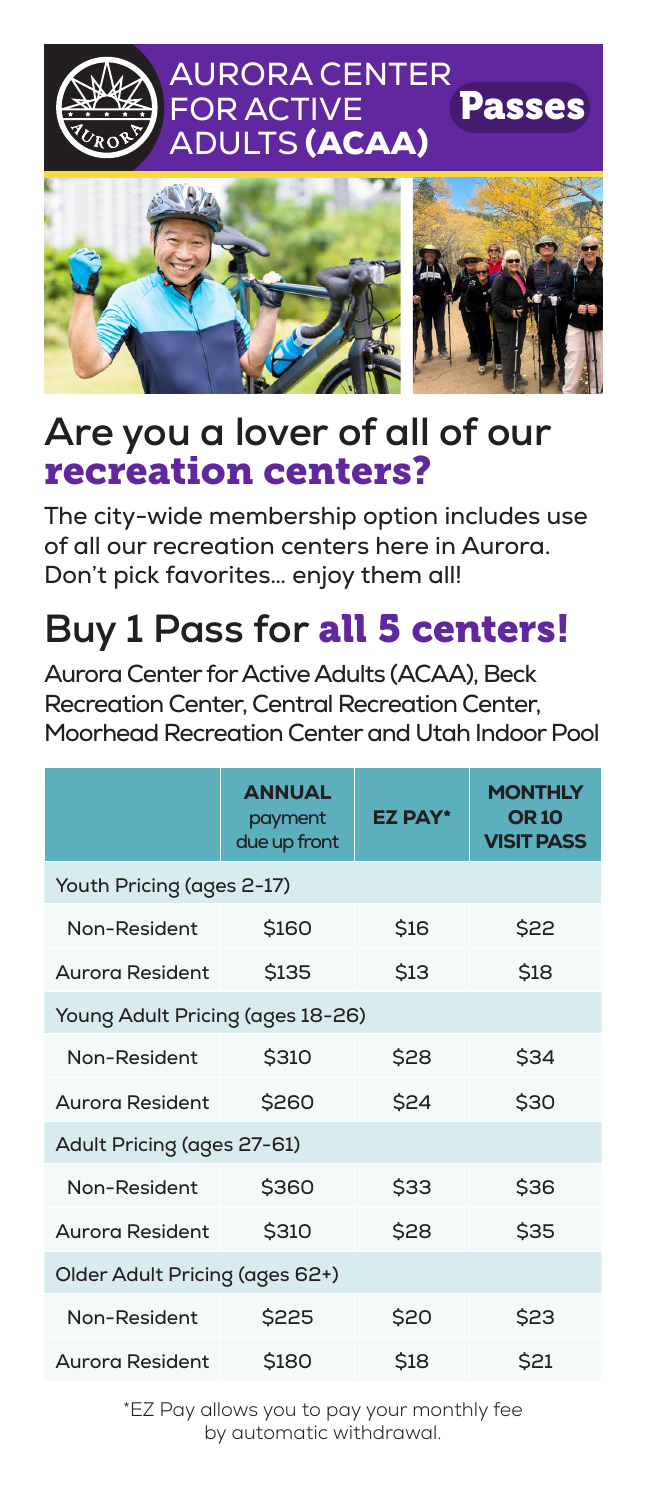# AURORA CENTER FOR ACTIVE ADULTS (ACAA)

**Passes**

## Are you a lover of all of our recreation centers?

**The city-wide membership option includes use of all our recreation centers here in Aurora. Don't pick favorites... enjoy them all!**

## Buy 1 Pass for all 5 centers!

**Aurora Center for Active Adults (ACAA), Beck Recreation Center, Central Recreation Center, Moorhead Recreation Center and Utah Indoor Pool**

| | **ANNUAL** payment due up front | **EZ PAY*** | **MONTHLY OR 10 VISIT PASS** |
|---|---|---|---|
| Youth Pricing (ages 2-17) | | | |
| Non-Resident | $160 | $16 | $22 |
| Aurora Resident | $135 | $13 | $18 |
| Young Adult Pricing (ages 18-26) | | | |
| Non-Resident | $310 | $28 | $34 |
| Aurora Resident | $260 | $24 | $30 |
| Adult Pricing (ages 27-61) | | | |
| Non-Resident | $360 | $33 | $36 |
| Aurora Resident | $310 | $28 | $35 |
| Older Adult Pricing (ages 62+) | | | |
| Non-Resident | $225 | $20 | $23 |
| Aurora Resident | $180 | $18 | $21 |

*EZ Pay allows you to pay your monthly fee by automatic withdrawal.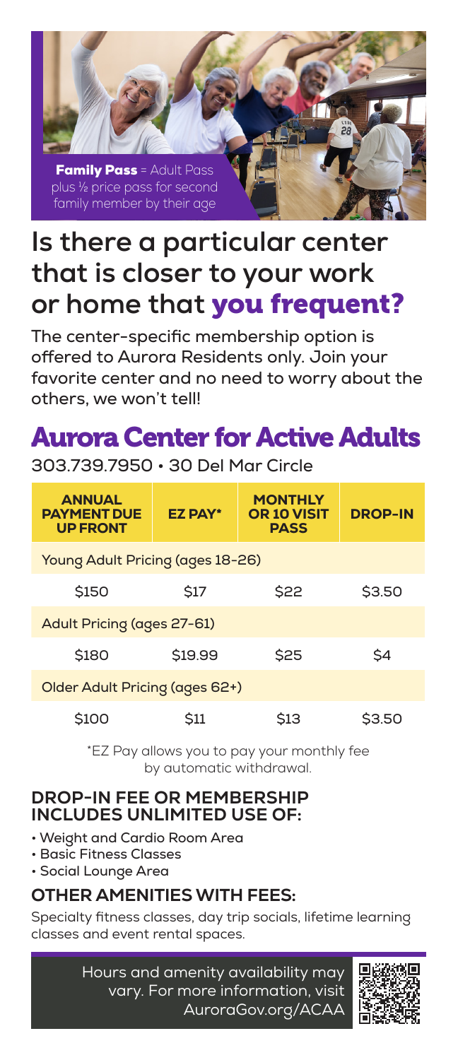**Family Pass** = Adult Pass plus ½ price pass for second family member by their age

# Is there a particular center that is closer to your work or home that you frequent?

**The center-specific membership option is offered to Aurora Residents only. Join your favorite center and no need to worry about the others, we won't tell!**

## Aurora Center for Active Adults

**303.739.7950 • 30 Del Mar Circle**

| ANNUAL PAYMENT DUE UP FRONT | EZ PAY* | MONTHLY OR 10 VISIT PASS | DROP-IN |
|---|---|---|---|
| Young Adult Pricing (ages 18-26) | | | |
| $150 | $17 | $22 | $3.50 |
| Adult Pricing (ages 27-61) | | | |
| $180 | $19.99 | $25 | $4 |
| Older Adult Pricing (ages 62+) | | | |
| $100 | $11 | $13 | $3.50 |

*EZ Pay allows you to pay your monthly fee by automatic withdrawal.

### DROP-IN FEE OR MEMBERSHIP INCLUDES UNLIMITED USE OF:

- Weight and Cardio Room Area
- Basic Fitness Classes
- Social Lounge Area

### OTHER AMENITIES WITH FEES:

Specialty fitness classes, day trip socials, lifetime learning classes and event rental spaces.

Hours and amenity availability may vary. For more information, visit AuroraGov.org/ACAA